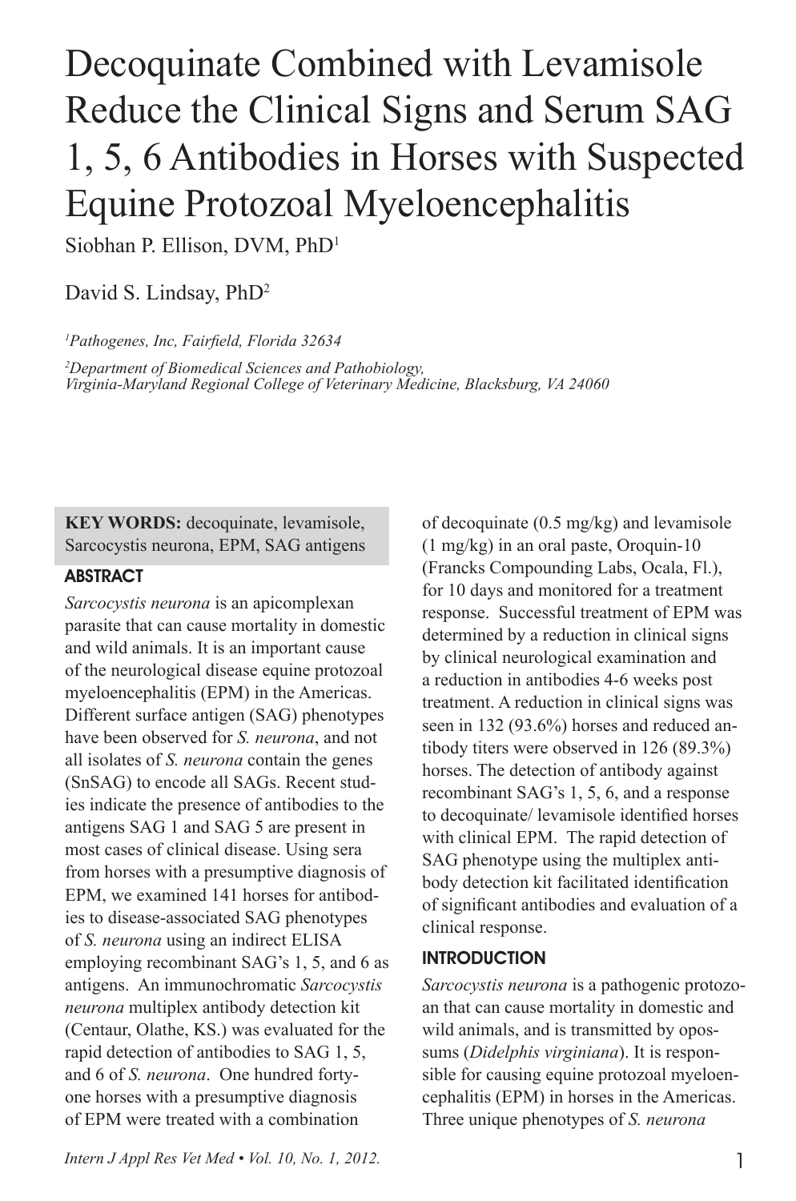# Decoquinate Combined with Levamisole Reduce the Clinical Signs and Serum SAG 1, 5, 6 Antibodies in Horses with Suspected Equine Protozoal Myeloencephalitis

Siobhan P. Ellison, DVM, PhD[1]

David S. Lindsay, PhD[2]

*[1]Pathogenes, Inc, Fairfield, Florida 32634*

*[2]Department of Biomedical Sciences and Pathobiology, Virginia-Maryland Regional College of Veterinary Medicine, Blacksburg, VA 24060*

**KEY WORDS:** decoquinate, levamisole, Sarcocystis neurona, EPM, SAG antigens

## ABSTRACT

*Sarcocystis neurona* is an apicomplexan parasite that can cause mortality in domestic and wild animals. It is an important cause of the neurological disease equine protozoal myeloencephalitis (EPM) in the Americas. Different surface antigen (SAG) phenotypes have been observed for *S. neurona*, and not all isolates of *S. neurona* contain the genes (SnSAG) to encode all SAGs. Recent studies indicate the presence of antibodies to the antigens SAG 1 and SAG 5 are present in most cases of clinical disease. Using sera from horses with a presumptive diagnosis of EPM, we examined 141 horses for antibodies to disease-associated SAG phenotypes of *S. neurona* using an indirect ELISA employing recombinant SAG's 1, 5, and 6 as antigens. An immunochromatic *Sarcocystis neurona* multiplex antibody detection kit (Centaur, Olathe, KS.) was evaluated for the rapid detection of antibodies to SAG 1, 5, and 6 of *S. neurona*. One hundred forty-one horses with a presumptive diagnosis of EPM were treated with a combination of decoquinate (0.5 mg/kg) and levamisole (1 mg/kg) in an oral paste, Oroquin-10 (Francks Compounding Labs, Ocala, Fl.), for 10 days and monitored for a treatment response. Successful treatment of EPM was determined by a reduction in clinical signs by clinical neurological examination and a reduction in antibodies 4-6 weeks post treatment. A reduction in clinical signs was seen in 132 (93.6%) horses and reduced antibody titers were observed in 126 (89.3%) horses. The detection of antibody against recombinant SAG's 1, 5, 6, and a response to decoquinate/ levamisole identified horses with clinical EPM. The rapid detection of SAG phenotype using the multiplex antibody detection kit facilitated identification of significant antibodies and evaluation of a clinical response.

## INTRODUCTION

*Sarcocystis neurona* is a pathogenic protozoan that can cause mortality in domestic and wild animals, and is transmitted by opossums (*Didelphis virginiana*). It is responsible for causing equine protozoal myeloencephalitis (EPM) in horses in the Americas. Three unique phenotypes of *S. neurona*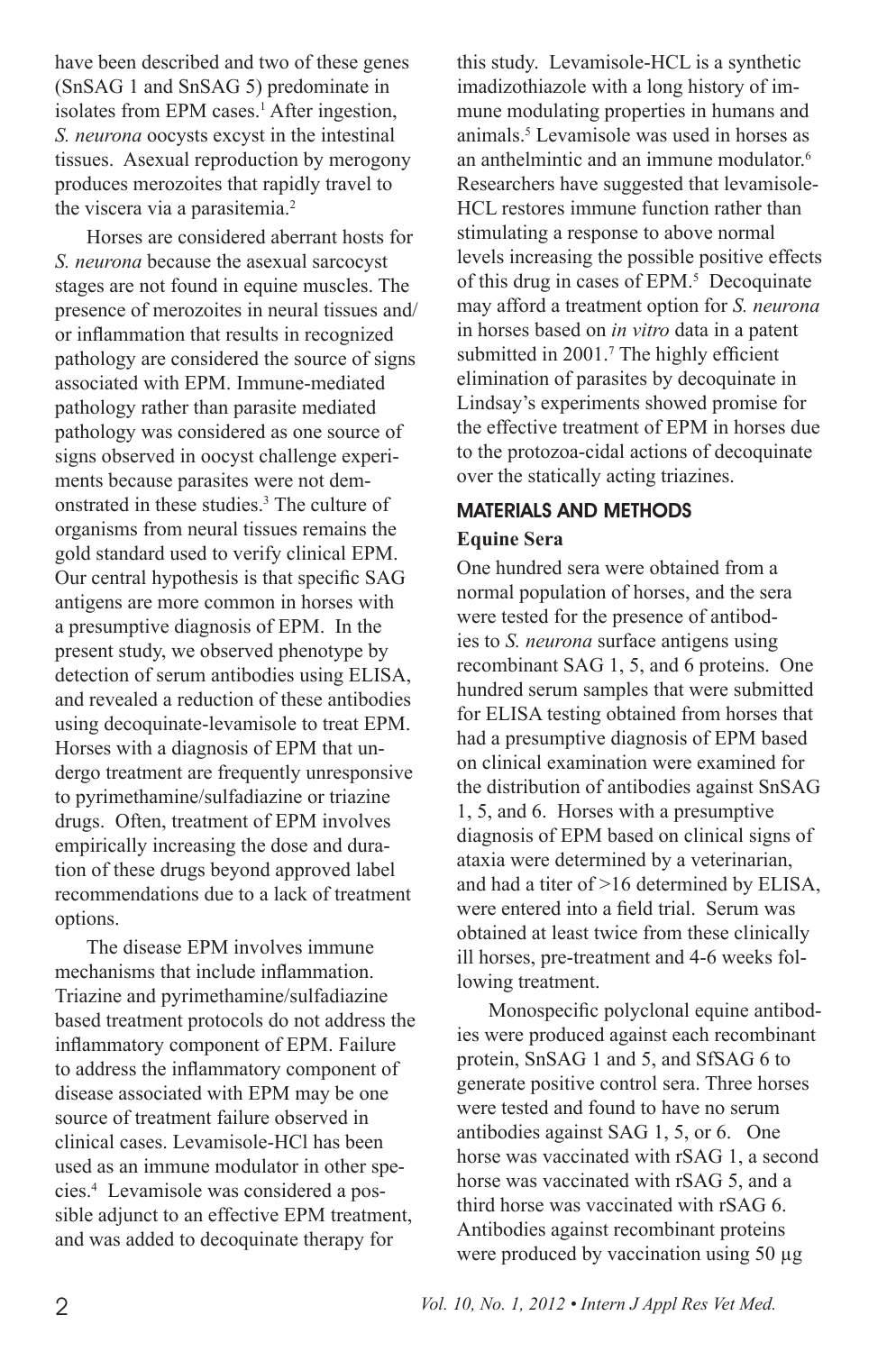have been described and two of these genes (SnSAG 1 and SnSAG 5) predominate in isolates from EPM cases.[1] After ingestion, *S. neurona* oocysts excyst in the intestinal tissues. Asexual reproduction by merogony produces merozoites that rapidly travel to the viscera via a parasitemia.[2]

Horses are considered aberrant hosts for *S. neurona* because the asexual sarcocyst stages are not found in equine muscles. The presence of merozoites in neural tissues and/or inflammation that results in recognized pathology are considered the source of signs associated with EPM. Immune-mediated pathology rather than parasite mediated pathology was considered as one source of signs observed in oocyst challenge experiments because parasites were not demonstrated in these studies.[3] The culture of organisms from neural tissues remains the gold standard used to verify clinical EPM. Our central hypothesis is that specific SAG antigens are more common in horses with a presumptive diagnosis of EPM. In the present study, we observed phenotype by detection of serum antibodies using ELISA, and revealed a reduction of these antibodies using decoquinate-levamisole to treat EPM. Horses with a diagnosis of EPM that undergo treatment are frequently unresponsive to pyrimethamine/sulfadiazine or triazine drugs. Often, treatment of EPM involves empirically increasing the dose and duration of these drugs beyond approved label recommendations due to a lack of treatment options.

The disease EPM involves immune mechanisms that include inflammation. Triazine and pyrimethamine/sulfadiazine based treatment protocols do not address the inflammatory component of EPM. Failure to address the inflammatory component of disease associated with EPM may be one source of treatment failure observed in clinical cases. Levamisole-HCl has been used as an immune modulator in other species.[4] Levamisole was considered a possible adjunct to an effective EPM treatment, and was added to decoquinate therapy for this study. Levamisole-HCL is a synthetic imadizothiazole with a long history of immune modulating properties in humans and animals.[5] Levamisole was used in horses as an anthelmintic and an immune modulator.[6] Researchers have suggested that levamisole-HCL restores immune function rather than stimulating a response to above normal levels increasing the possible positive effects of this drug in cases of EPM.[5] Decoquinate may afford a treatment option for *S. neurona* in horses based on *in vitro* data in a patent submitted in 2001.[7] The highly efficient elimination of parasites by decoquinate in Lindsay's experiments showed promise for the effective treatment of EPM in horses due to the protozoa-cidal actions of decoquinate over the statically acting triazines.

## MATERIALS AND METHODS

### Equine Sera

One hundred sera were obtained from a normal population of horses, and the sera were tested for the presence of antibodies to *S. neurona* surface antigens using recombinant SAG 1, 5, and 6 proteins. One hundred serum samples that were submitted for ELISA testing obtained from horses that had a presumptive diagnosis of EPM based on clinical examination were examined for the distribution of antibodies against SnSAG 1, 5, and 6. Horses with a presumptive diagnosis of EPM based on clinical signs of ataxia were determined by a veterinarian, and had a titer of >16 determined by ELISA, were entered into a field trial. Serum was obtained at least twice from these clinically ill horses, pre-treatment and 4-6 weeks following treatment.

Monospecific polyclonal equine antibodies were produced against each recombinant protein, SnSAG 1 and 5, and SfSAG 6 to generate positive control sera. Three horses were tested and found to have no serum antibodies against SAG 1, 5, or 6. One horse was vaccinated with rSAG 1, a second horse was vaccinated with rSAG 5, and a third horse was vaccinated with rSAG 6. Antibodies against recombinant proteins were produced by vaccination using 50 µg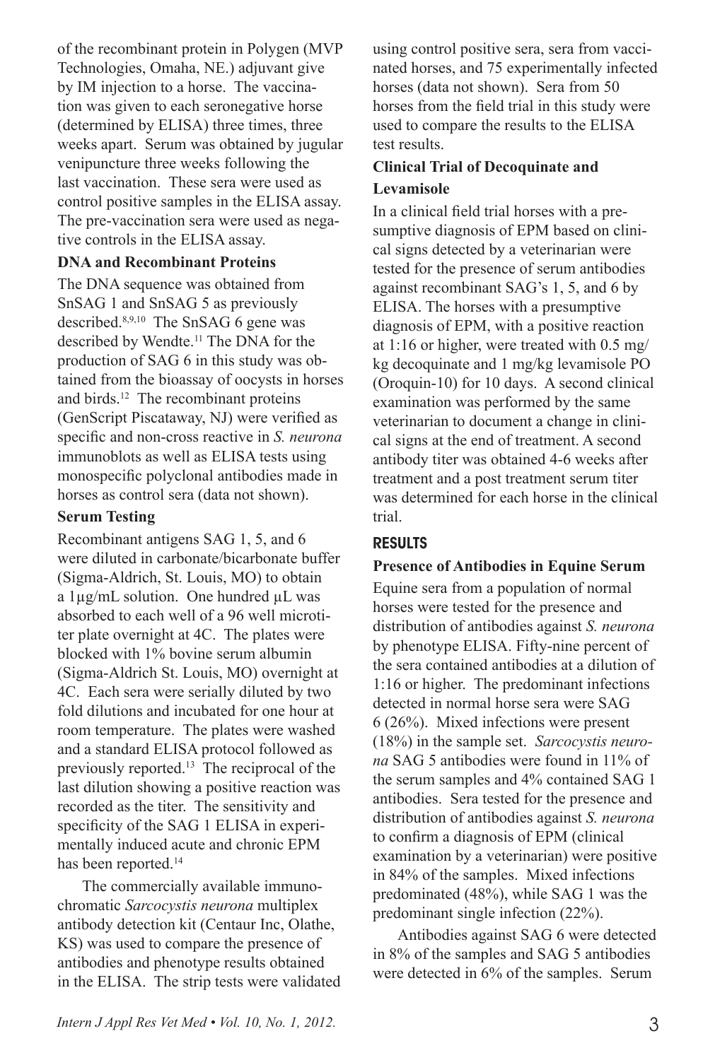of the recombinant protein in Polygen (MVP Technologies, Omaha, NE.) adjuvant give by IM injection to a horse. The vaccination was given to each seronegative horse (determined by ELISA) three times, three weeks apart. Serum was obtained by jugular venipuncture three weeks following the last vaccination. These sera were used as control positive samples in the ELISA assay. The pre-vaccination sera were used as negative controls in the ELISA assay.

**DNA and Recombinant Proteins**

The DNA sequence was obtained from SnSAG 1 and SnSAG 5 as previously described.[8,9,10] The SnSAG 6 gene was described by Wendte.[11] The DNA for the production of SAG 6 in this study was obtained from the bioassay of oocysts in horses and birds.[12] The recombinant proteins (GenScript Piscataway, NJ) were verified as specific and non-cross reactive in *S. neurona* immunoblots as well as ELISA tests using monospecific polyclonal antibodies made in horses as control sera (data not shown).

**Serum Testing**

Recombinant antigens SAG 1, 5, and 6 were diluted in carbonate/bicarbonate buffer (Sigma-Aldrich, St. Louis, MO) to obtain a 1µg/mL solution. One hundred µL was absorbed to each well of a 96 well microtiter plate overnight at 4C. The plates were blocked with 1% bovine serum albumin (Sigma-Aldrich St. Louis, MO) overnight at 4C. Each sera were serially diluted by two fold dilutions and incubated for one hour at room temperature. The plates were washed and a standard ELISA protocol followed as previously reported.[13] The reciprocal of the last dilution showing a positive reaction was recorded as the titer. The sensitivity and specificity of the SAG 1 ELISA in experimentally induced acute and chronic EPM has been reported.[14]

The commercially available immunochromatic *Sarcocystis neurona* multiplex antibody detection kit (Centaur Inc, Olathe, KS) was used to compare the presence of antibodies and phenotype results obtained in the ELISA. The strip tests were validated using control positive sera, sera from vaccinated horses, and 75 experimentally infected horses (data not shown). Sera from 50 horses from the field trial in this study were used to compare the results to the ELISA test results.

**Clinical Trial of Decoquinate and Levamisole**

In a clinical field trial horses with a presumptive diagnosis of EPM based on clinical signs detected by a veterinarian were tested for the presence of serum antibodies against recombinant SAG's 1, 5, and 6 by ELISA. The horses with a presumptive diagnosis of EPM, with a positive reaction at 1:16 or higher, were treated with 0.5 mg/kg decoquinate and 1 mg/kg levamisole PO (Oroquin-10) for 10 days. A second clinical examination was performed by the same veterinarian to document a change in clinical signs at the end of treatment. A second antibody titer was obtained 4-6 weeks after treatment and a post treatment serum titer was determined for each horse in the clinical trial.

## RESULTS

**Presence of Antibodies in Equine Serum**

Equine sera from a population of normal horses were tested for the presence and distribution of antibodies against *S. neurona* by phenotype ELISA. Fifty-nine percent of the sera contained antibodies at a dilution of 1:16 or higher. The predominant infections detected in normal horse sera were SAG 6 (26%). Mixed infections were present (18%) in the sample set. *Sarcocystis neurona* SAG 5 antibodies were found in 11% of the serum samples and 4% contained SAG 1 antibodies. Sera tested for the presence and distribution of antibodies against *S. neurona* to confirm a diagnosis of EPM (clinical examination by a veterinarian) were positive in 84% of the samples. Mixed infections predominated (48%), while SAG 1 was the predominant single infection (22%).

Antibodies against SAG 6 were detected in 8% of the samples and SAG 5 antibodies were detected in 6% of the samples. Serum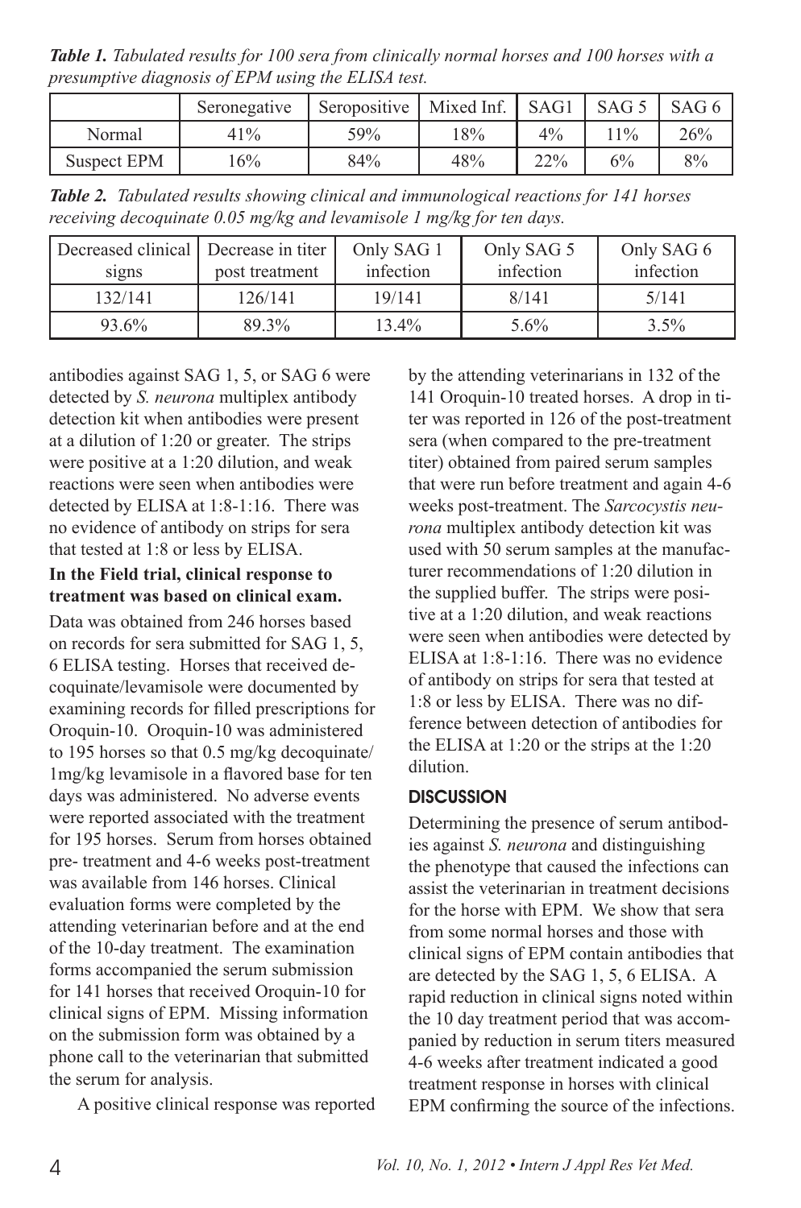*Table 1. Tabulated results for 100 sera from clinically normal horses and 100 horses with a presumptive diagnosis of EPM using the ELISA test.*

| | Seronegative | Seropositive | Mixed Inf. | SAG1 | SAG 5 | SAG 6 |
|---|---|---|---|---|---|---|
| Normal | 41% | 59% | 18% | 4% | 11% | 26% |
| Suspect EPM | 16% | 84% | 48% | 22% | 6% | 8% |

*Table 2. Tabulated results showing clinical and immunological reactions for 141 horses receiving decoquinate 0.05 mg/kg and levamisole 1 mg/kg for ten days.*

| Decreased clinical signs | Decrease in titer post treatment | Only SAG 1 infection | Only SAG 5 infection | Only SAG 6 infection |
|---|---|---|---|---|
| 132/141 | 126/141 | 19/141 | 8/141 | 5/141 |
| 93.6% | 89.3% | 13.4% | 5.6% | 3.5% |

antibodies against SAG 1, 5, or SAG 6 were detected by *S. neurona* multiplex antibody detection kit when antibodies were present at a dilution of 1:20 or greater. The strips were positive at a 1:20 dilution, and weak reactions were seen when antibodies were detected by ELISA at 1:8-1:16. There was no evidence of antibody on strips for sera that tested at 1:8 or less by ELISA.

**In the Field trial, clinical response to treatment was based on clinical exam.**

Data was obtained from 246 horses based on records for sera submitted for SAG 1, 5, 6 ELISA testing. Horses that received decoquinate/levamisole were documented by examining records for filled prescriptions for Oroquin-10. Oroquin-10 was administered to 195 horses so that 0.5 mg/kg decoquinate/ 1mg/kg levamisole in a flavored base for ten days was administered. No adverse events were reported associated with the treatment for 195 horses. Serum from horses obtained pre- treatment and 4-6 weeks post-treatment was available from 146 horses. Clinical evaluation forms were completed by the attending veterinarian before and at the end of the 10-day treatment. The examination forms accompanied the serum submission for 141 horses that received Oroquin-10 for clinical signs of EPM. Missing information on the submission form was obtained by a phone call to the veterinarian that submitted the serum for analysis.

A positive clinical response was reported by the attending veterinarians in 132 of the 141 Oroquin-10 treated horses. A drop in titer was reported in 126 of the post-treatment sera (when compared to the pre-treatment titer) obtained from paired serum samples that were run before treatment and again 4-6 weeks post-treatment. The *Sarcocystis neurona* multiplex antibody detection kit was used with 50 serum samples at the manufacturer recommendations of 1:20 dilution in the supplied buffer. The strips were positive at a 1:20 dilution, and weak reactions were seen when antibodies were detected by ELISA at 1:8-1:16. There was no evidence of antibody on strips for sera that tested at 1:8 or less by ELISA. There was no difference between detection of antibodies for the ELISA at 1:20 or the strips at the 1:20 dilution.

## DISCUSSION

Determining the presence of serum antibodies against *S. neurona* and distinguishing the phenotype that caused the infections can assist the veterinarian in treatment decisions for the horse with EPM. We show that sera from some normal horses and those with clinical signs of EPM contain antibodies that are detected by the SAG 1, 5, 6 ELISA. A rapid reduction in clinical signs noted within the 10 day treatment period that was accompanied by reduction in serum titers measured 4-6 weeks after treatment indicated a good treatment response in horses with clinical EPM confirming the source of the infections.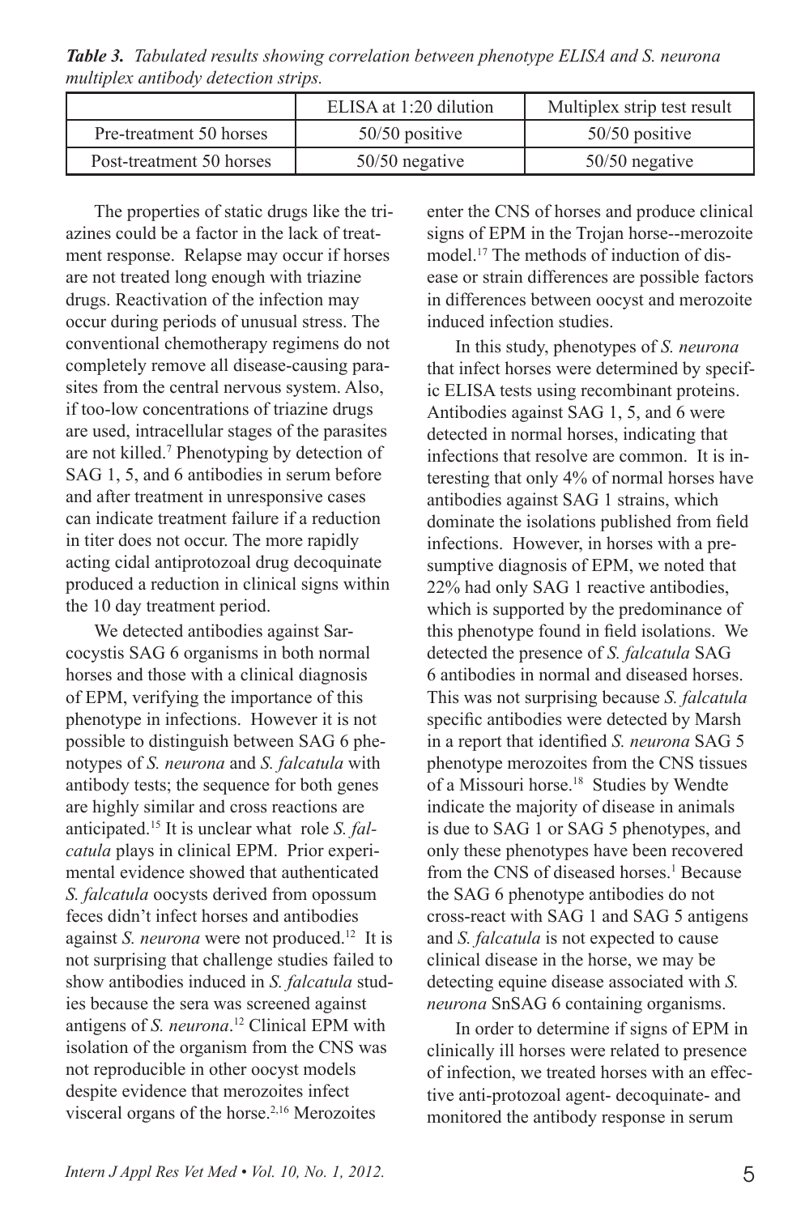***Table 3.** Tabulated results showing correlation between phenotype ELISA and S. neurona multiplex antibody detection strips.*

| | ELISA at 1:20 dilution | Multiplex strip test result |
|---|---|---|
| Pre-treatment 50 horses | 50/50 positive | 50/50 positive |
| Post-treatment 50 horses | 50/50 negative | 50/50 negative |

The properties of static drugs like the triazines could be a factor in the lack of treatment response. Relapse may occur if horses are not treated long enough with triazine drugs. Reactivation of the infection may occur during periods of unusual stress. The conventional chemotherapy regimens do not completely remove all disease-causing parasites from the central nervous system. Also, if too-low concentrations of triazine drugs are used, intracellular stages of the parasites are not killed.[7] Phenotyping by detection of SAG 1, 5, and 6 antibodies in serum before and after treatment in unresponsive cases can indicate treatment failure if a reduction in titer does not occur. The more rapidly acting cidal antiprotozoal drug decoquinate produced a reduction in clinical signs within the 10 day treatment period.

We detected antibodies against Sarcocystis SAG 6 organisms in both normal horses and those with a clinical diagnosis of EPM, verifying the importance of this phenotype in infections. However it is not possible to distinguish between SAG 6 phenotypes of *S. neurona* and *S. falcatula* with antibody tests; the sequence for both genes are highly similar and cross reactions are anticipated.[15] It is unclear what role *S. falcatula* plays in clinical EPM. Prior experimental evidence showed that authenticated *S. falcatula* oocysts derived from opossum feces didn't infect horses and antibodies against *S. neurona* were not produced.[12] It is not surprising that challenge studies failed to show antibodies induced in *S. falcatula* studies because the sera was screened against antigens of *S. neurona*.[12] Clinical EPM with isolation of the organism from the CNS was not reproducible in other oocyst models despite evidence that merozoites infect visceral organs of the horse.[2,16] Merozoites enter the CNS of horses and produce clinical signs of EPM in the Trojan horse--merozoite model.[17] The methods of induction of disease or strain differences are possible factors in differences between oocyst and merozoite induced infection studies.

In this study, phenotypes of *S. neurona* that infect horses were determined by specific ELISA tests using recombinant proteins. Antibodies against SAG 1, 5, and 6 were detected in normal horses, indicating that infections that resolve are common. It is interesting that only 4% of normal horses have antibodies against SAG 1 strains, which dominate the isolations published from field infections. However, in horses with a presumptive diagnosis of EPM, we noted that 22% had only SAG 1 reactive antibodies, which is supported by the predominance of this phenotype found in field isolations. We detected the presence of *S. falcatula* SAG 6 antibodies in normal and diseased horses. This was not surprising because *S. falcatula* specific antibodies were detected by Marsh in a report that identified *S. neurona* SAG 5 phenotype merozoites from the CNS tissues of a Missouri horse.[18] Studies by Wendte indicate the majority of disease in animals is due to SAG 1 or SAG 5 phenotypes, and only these phenotypes have been recovered from the CNS of diseased horses.[1] Because the SAG 6 phenotype antibodies do not cross-react with SAG 1 and SAG 5 antigens and *S. falcatula* is not expected to cause clinical disease in the horse, we may be detecting equine disease associated with *S. neurona* SnSAG 6 containing organisms.

In order to determine if signs of EPM in clinically ill horses were related to presence of infection, we treated horses with an effective anti-protozoal agent- decoquinate- and monitored the antibody response in serum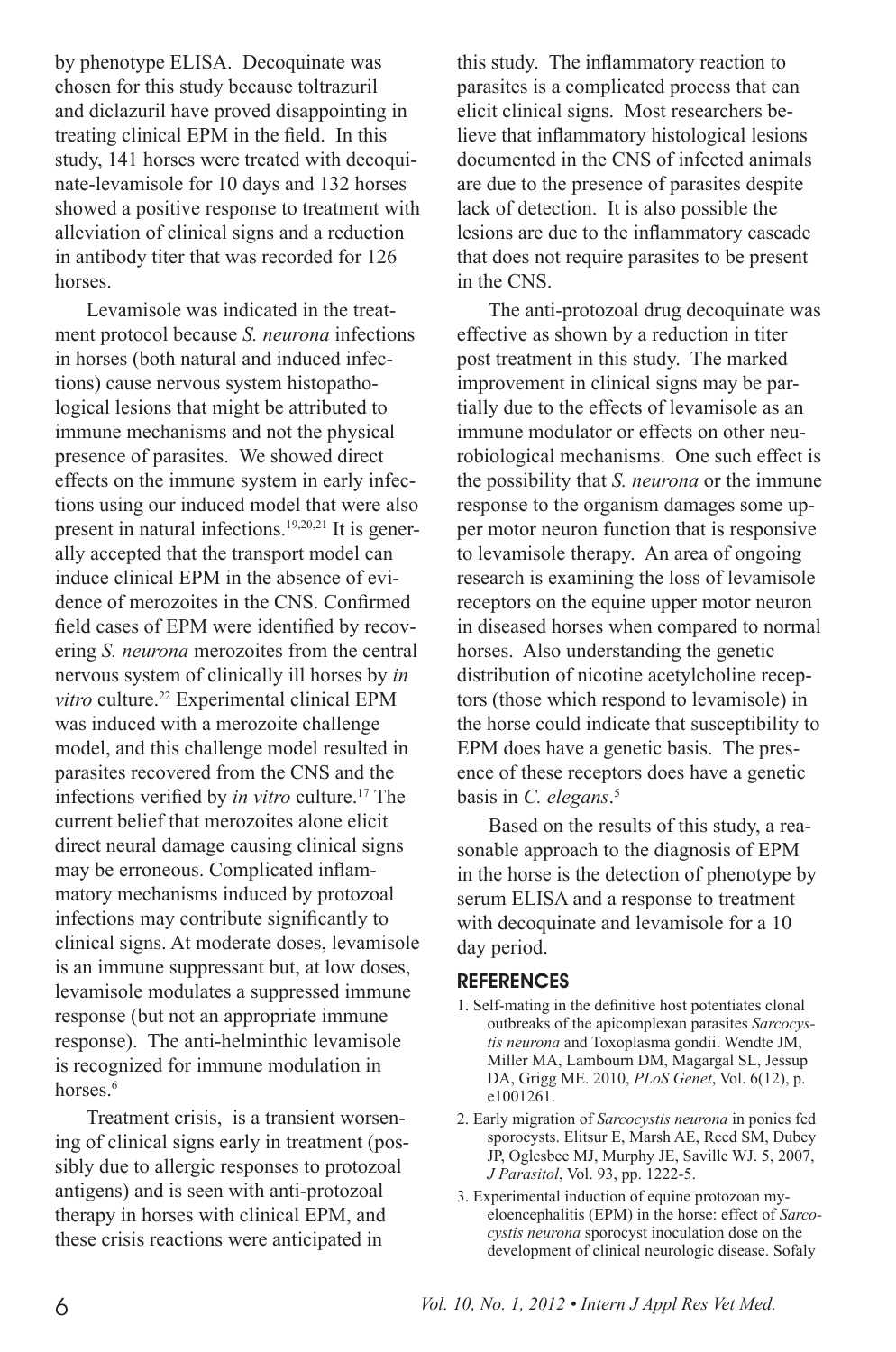by phenotype ELISA. Decoquinate was chosen for this study because toltrazuril and diclazuril have proved disappointing in treating clinical EPM in the field. In this study, 141 horses were treated with decoquinate-levamisole for 10 days and 132 horses showed a positive response to treatment with alleviation of clinical signs and a reduction in antibody titer that was recorded for 126 horses.

Levamisole was indicated in the treatment protocol because *S. neurona* infections in horses (both natural and induced infections) cause nervous system histopathological lesions that might be attributed to immune mechanisms and not the physical presence of parasites. We showed direct effects on the immune system in early infections using our induced model that were also present in natural infections.[19,20,21] It is generally accepted that the transport model can induce clinical EPM in the absence of evidence of merozoites in the CNS. Confirmed field cases of EPM were identified by recovering *S. neurona* merozoites from the central nervous system of clinically ill horses by *in vitro* culture.[22] Experimental clinical EPM was induced with a merozoite challenge model, and this challenge model resulted in parasites recovered from the CNS and the infections verified by *in vitro* culture.[17] The current belief that merozoites alone elicit direct neural damage causing clinical signs may be erroneous. Complicated inflammatory mechanisms induced by protozoal infections may contribute significantly to clinical signs. At moderate doses, levamisole is an immune suppressant but, at low doses, levamisole modulates a suppressed immune response (but not an appropriate immune response). The anti-helminthic levamisole is recognized for immune modulation in horses.[6]

Treatment crisis, is a transient worsening of clinical signs early in treatment (possibly due to allergic responses to protozoal antigens) and is seen with anti-protozoal therapy in horses with clinical EPM, and these crisis reactions were anticipated in this study. The inflammatory reaction to parasites is a complicated process that can elicit clinical signs. Most researchers believe that inflammatory histological lesions documented in the CNS of infected animals are due to the presence of parasites despite lack of detection. It is also possible the lesions are due to the inflammatory cascade that does not require parasites to be present in the CNS.

The anti-protozoal drug decoquinate was effective as shown by a reduction in titer post treatment in this study. The marked improvement in clinical signs may be partially due to the effects of levamisole as an immune modulator or effects on other neurobiological mechanisms. One such effect is the possibility that *S. neurona* or the immune response to the organism damages some upper motor neuron function that is responsive to levamisole therapy. An area of ongoing research is examining the loss of levamisole receptors on the equine upper motor neuron in diseased horses when compared to normal horses. Also understanding the genetic distribution of nicotine acetylcholine receptors (those which respond to levamisole) in the horse could indicate that susceptibility to EPM does have a genetic basis. The presence of these receptors does have a genetic basis in *C. elegans*.[5]

Based on the results of this study, a reasonable approach to the diagnosis of EPM in the horse is the detection of phenotype by serum ELISA and a response to treatment with decoquinate and levamisole for a 10 day period.

## REFERENCES

1. Self-mating in the definitive host potentiates clonal outbreaks of the apicomplexan parasites *Sarcocystis neurona* and Toxoplasma gondii. Wendte JM, Miller MA, Lambourn DM, Magargal SL, Jessup DA, Grigg ME. 2010, *PLoS Genet*, Vol. 6(12), p. e1001261.
2. Early migration of *Sarcocystis neurona* in ponies fed sporocysts. Elitsur E, Marsh AE, Reed SM, Dubey JP, Oglesbee MJ, Murphy JE, Saville WJ. 5, 2007, *J Parasitol*, Vol. 93, pp. 1222-5.
3. Experimental induction of equine protozoan myeloencephalitis (EPM) in the horse: effect of *Sarcocystis neurona* sporocyst inoculation dose on the development of clinical neurologic disease. Sofaly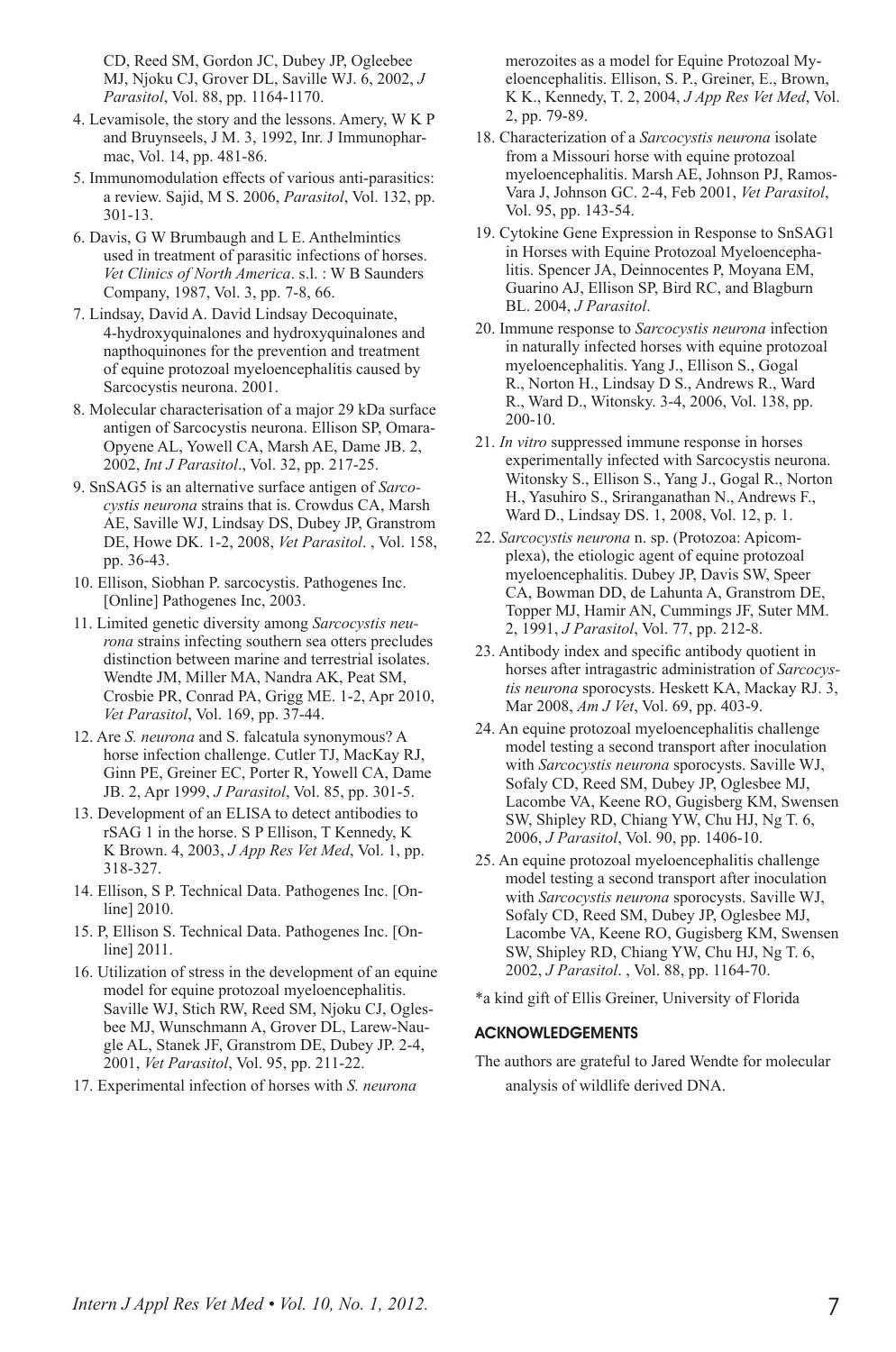CD, Reed SM, Gordon JC, Dubey JP, Ogleebee MJ, Njoku CJ, Grover DL, Saville WJ. 6, 2002, *J Parasitol*, Vol. 88, pp. 1164-1170.

4. Levamisole, the story and the lessons. Amery, W K P and Bruynseels, J M. 3, 1992, Inr. J Immunopharmac, Vol. 14, pp. 481-86.
5. Immunomodulation effects of various anti-parasitics: a review. Sajid, M S. 2006, *Parasitol*, Vol. 132, pp. 301-13.
6. Davis, G W Brumbaugh and L E. Anthelmintics used in treatment of parasitic infections of horses. *Vet Clinics of North America*. s.l. : W B Saunders Company, 1987, Vol. 3, pp. 7-8, 66.
7. Lindsay, David A. David Lindsay Decoquinate, 4-hydroxyquinalones and hydroxyquinalones and napthoquinones for the prevention and treatment of equine protozoal myeloencephalitis caused by Sarcocystis neurona. 2001.
8. Molecular characterisation of a major 29 kDa surface antigen of Sarcocystis neurona. Ellison SP, Omara-Opyene AL, Yowell CA, Marsh AE, Dame JB. 2, 2002, *Int J Parasitol*., Vol. 32, pp. 217-25.
9. SnSAG5 is an alternative surface antigen of *Sarcocystis neurona* strains that is. Crowdus CA, Marsh AE, Saville WJ, Lindsay DS, Dubey JP, Granstrom DE, Howe DK. 1-2, 2008, *Vet Parasitol*. , Vol. 158, pp. 36-43.
10. Ellison, Siobhan P. sarcocystis. Pathogenes Inc. [Online] Pathogenes Inc, 2003.
11. Limited genetic diversity among *Sarcocystis neurona* strains infecting southern sea otters precludes distinction between marine and terrestrial isolates. Wendte JM, Miller MA, Nandra AK, Peat SM, Crosbie PR, Conrad PA, Grigg ME. 1-2, Apr 2010, *Vet Parasitol*, Vol. 169, pp. 37-44.
12. Are *S. neurona* and S. falcatula synonymous? A horse infection challenge. Cutler TJ, MacKay RJ, Ginn PE, Greiner EC, Porter R, Yowell CA, Dame JB. 2, Apr 1999, *J Parasitol*, Vol. 85, pp. 301-5.
13. Development of an ELISA to detect antibodies to rSAG 1 in the horse. S P Ellison, T Kennedy, K K Brown. 4, 2003, *J App Res Vet Med*, Vol. 1, pp. 318-327.
14. Ellison, S P. Technical Data. Pathogenes Inc. [Online] 2010.
15. P, Ellison S. Technical Data. Pathogenes Inc. [Online] 2011.
16. Utilization of stress in the development of an equine model for equine protozoal myeloencephalitis. Saville WJ, Stich RW, Reed SM, Njoku CJ, Oglesbee MJ, Wunschmann A, Grover DL, Larew-Naugle AL, Stanek JF, Granstrom DE, Dubey JP. 2-4, 2001, *Vet Parasitol*, Vol. 95, pp. 211-22.
17. Experimental infection of horses with *S. neurona* merozoites as a model for Equine Protozoal Myeloencephalitis. Ellison, S. P., Greiner, E., Brown, K K., Kennedy, T. 2, 2004, *J App Res Vet Med*, Vol. 2, pp. 79-89.
18. Characterization of a *Sarcocystis neurona* isolate from a Missouri horse with equine protozoal myeloencephalitis. Marsh AE, Johnson PJ, Ramos-Vara J, Johnson GC. 2-4, Feb 2001, *Vet Parasitol*, Vol. 95, pp. 143-54.
19. Cytokine Gene Expression in Response to SnSAG1 in Horses with Equine Protozoal Myeloencephalitis. Spencer JA, Deinnocentes P, Moyana EM, Guarino AJ, Ellison SP, Bird RC, and Blagburn BL. 2004, *J Parasitol*.
20. Immune response to *Sarcocystis neurona* infection in naturally infected horses with equine protozoal myeloencephalitis. Yang J., Ellison S., Gogal R., Norton H., Lindsay D S., Andrews R., Ward R., Ward D., Witonsky. 3-4, 2006, Vol. 138, pp. 200-10.
21. *In vitro* suppressed immune response in horses experimentally infected with Sarcocystis neurona. Witonsky S., Ellison S., Yang J., Gogal R., Norton H., Yasuhiro S., Sriranganathan N., Andrews F., Ward D., Lindsay DS. 1, 2008, Vol. 12, p. 1.
22. *Sarcocystis neurona* n. sp. (Protozoa: Apicomplexa), the etiologic agent of equine protozoal myeloencephalitis. Dubey JP, Davis SW, Speer CA, Bowman DD, de Lahunta A, Granstrom DE, Topper MJ, Hamir AN, Cummings JF, Suter MM. 2, 1991, *J Parasitol*, Vol. 77, pp. 212-8.
23. Antibody index and specific antibody quotient in horses after intragastric administration of *Sarcocystis neurona* sporocysts. Heskett KA, Mackay RJ. 3, Mar 2008, *Am J Vet*, Vol. 69, pp. 403-9.
24. An equine protozoal myeloencephalitis challenge model testing a second transport after inoculation with *Sarcocystis neurona* sporocysts. Saville WJ, Sofaly CD, Reed SM, Dubey JP, Oglesbee MJ, Lacombe VA, Keene RO, Gugisberg KM, Swensen SW, Shipley RD, Chiang YW, Chu HJ, Ng T. 6, 2006, *J Parasitol*, Vol. 90, pp. 1406-10.
25. An equine protozoal myeloencephalitis challenge model testing a second transport after inoculation with *Sarcocystis neurona* sporocysts. Saville WJ, Sofaly CD, Reed SM, Dubey JP, Oglesbee MJ, Lacombe VA, Keene RO, Gugisberg KM, Swensen SW, Shipley RD, Chiang YW, Chu HJ, Ng T. 6, 2002, *J Parasitol*. , Vol. 88, pp. 1164-70.

*a kind gift of Ellis Greiner, University of Florida

## ACKNOWLEDGEMENTS

The authors are grateful to Jared Wendte for molecular analysis of wildlife derived DNA.